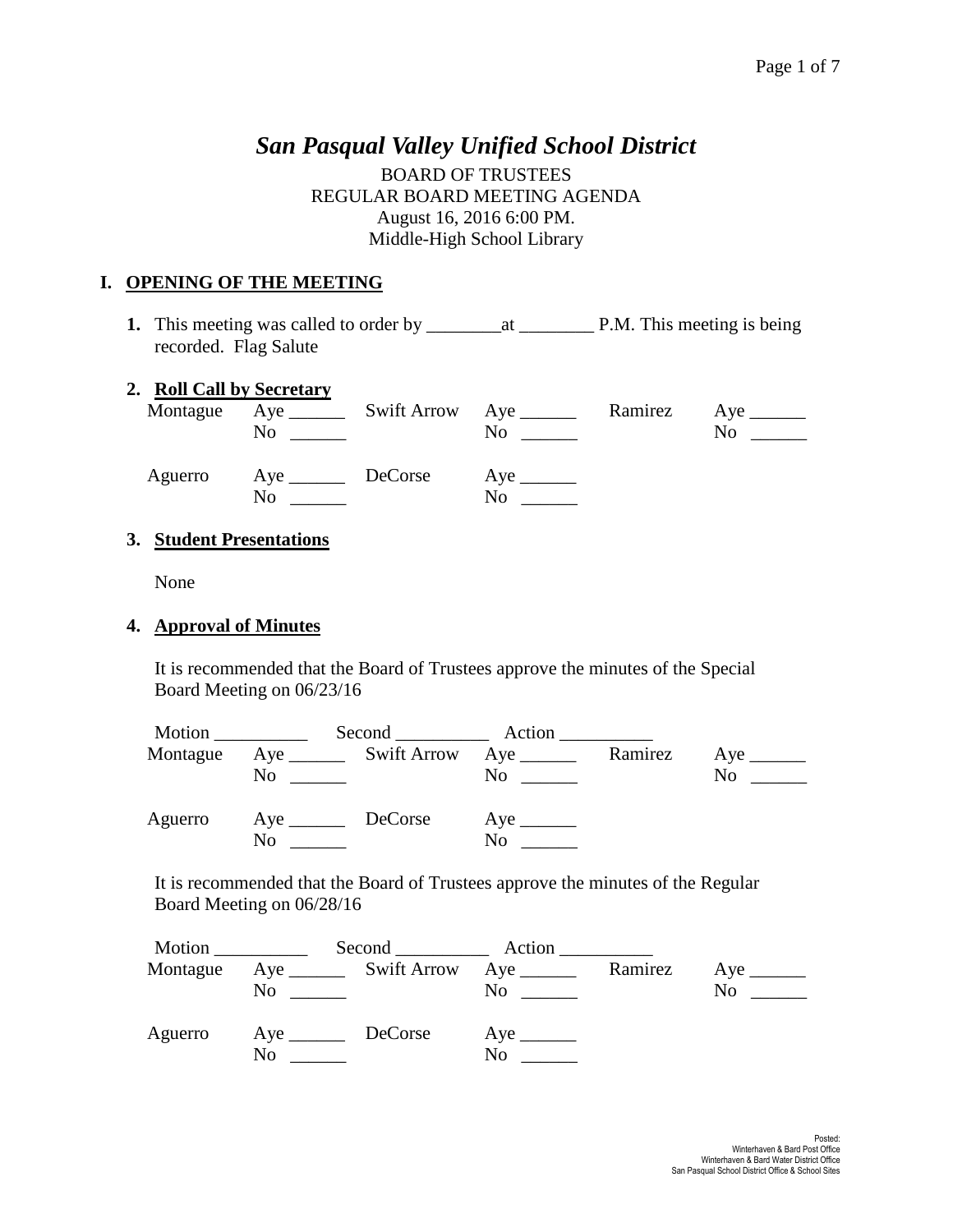# *San Pasqual Valley Unified School District*

BOARD OF TRUSTEES
REGULAR BOARD MEETING AGENDA
August 16, 2016 6:00 PM.
Middle-High School Library

## I. OPENING OF THE MEETING

**1.** This meeting was called to order by ________at ________ P.M. This meeting is being recorded. Flag Salute

**2. Roll Call by Secretary**

| | | | | | |
|---|---|---|---|---|---|
| Montague | Aye ______ | Swift Arrow | Aye ______ | Ramirez | Aye ______ |
| | No ______ | | No ______ | | No ______ |
| Aguerro | Aye ______ | DeCorse | Aye ______ | | |
| | No ______ | | No ______ | | |

**3. Student Presentations**

None

**4. Approval of Minutes**

It is recommended that the Board of Trustees approve the minutes of the Special Board Meeting on 06/23/16

Motion __________ Second __________ Action __________

| | | | | | |
|---|---|---|---|---|---|
| Montague | Aye ______ | Swift Arrow | Aye ______ | Ramirez | Aye ______ |
| | No ______ | | No ______ | | No ______ |
| Aguerro | Aye ______ | DeCorse | Aye ______ | | |
| | No ______ | | No ______ | | |

It is recommended that the Board of Trustees approve the minutes of the Regular Board Meeting on 06/28/16

Motion __________ Second __________ Action __________

| | | | | | |
|---|---|---|---|---|---|
| Montague | Aye ______ | Swift Arrow | Aye ______ | Ramirez | Aye ______ |
| | No ______ | | No ______ | | No ______ |
| Aguerro | Aye ______ | DeCorse | Aye ______ | | |
| | No ______ | | No ______ | | |

Posted:
Winterhaven & Bard Post Office
Winterhaven & Bard Water District Office
San Pasqual School District Office & School Sites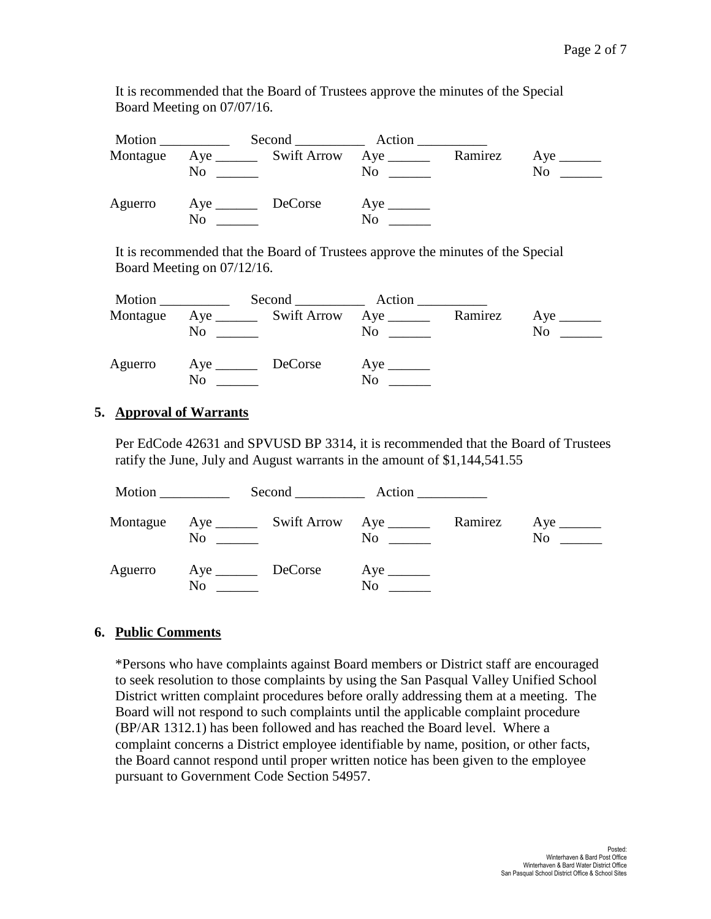It is recommended that the Board of Trustees approve the minutes of the Special Board Meeting on 07/07/16.

Motion __________ Second __________ Action __________

| | | | | | |
|---|---|---|---|---|---|
| Montague | Aye ______ No ______ | Swift Arrow | Aye ______ No ______ | Ramirez | Aye ______ No ______ |
| Aguerro | Aye ______ No ______ | DeCorse | Aye ______ No ______ | | |

It is recommended that the Board of Trustees approve the minutes of the Special Board Meeting on 07/12/16.

Motion __________ Second __________ Action __________

| | | | | | |
|---|---|---|---|---|---|
| Montague | Aye ______ No ______ | Swift Arrow | Aye ______ No ______ | Ramirez | Aye ______ No ______ |
| Aguerro | Aye ______ No ______ | DeCorse | Aye ______ No ______ | | |

## 5. Approval of Warrants

Per EdCode 42631 and SPVUSD BP 3314, it is recommended that the Board of Trustees ratify the June, July and August warrants in the amount of $1,144,541.55

Motion __________ Second __________ Action __________

| | | | | | |
|---|---|---|---|---|---|
| Montague | Aye ______ No ______ | Swift Arrow | Aye ______ No ______ | Ramirez | Aye ______ No ______ |
| Aguerro | Aye ______ No ______ | DeCorse | Aye ______ No ______ | | |

## 6. Public Comments

*Persons who have complaints against Board members or District staff are encouraged to seek resolution to those complaints by using the San Pasqual Valley Unified School District written complaint procedures before orally addressing them at a meeting. The Board will not respond to such complaints until the applicable complaint procedure (BP/AR 1312.1) has been followed and has reached the Board level. Where a complaint concerns a District employee identifiable by name, position, or other facts, the Board cannot respond until proper written notice has been given to the employee pursuant to Government Code Section 54957.

Posted:
Winterhaven & Bard Post Office
Winterhaven & Bard Water District Office
San Pasqual School District Office & School Sites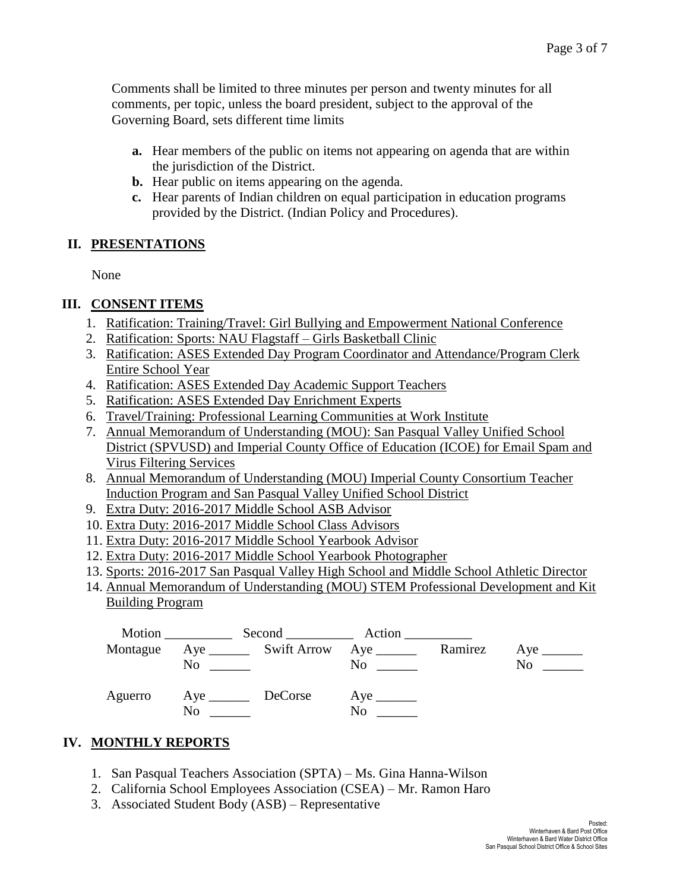Comments shall be limited to three minutes per person and twenty minutes for all comments, per topic, unless the board president, subject to the approval of the Governing Board, sets different time limits

- **a.** Hear members of the public on items not appearing on agenda that are within the jurisdiction of the District.
- **b.** Hear public on items appearing on the agenda.
- **c.** Hear parents of Indian children on equal participation in education programs provided by the District. (Indian Policy and Procedures).

## II. PRESENTATIONS

None

## III. CONSENT ITEMS

1. Ratification: Training/Travel: Girl Bullying and Empowerment National Conference
2. Ratification: Sports: NAU Flagstaff – Girls Basketball Clinic
3. Ratification: ASES Extended Day Program Coordinator and Attendance/Program Clerk Entire School Year
4. Ratification: ASES Extended Day Academic Support Teachers
5. Ratification: ASES Extended Day Enrichment Experts
6. Travel/Training: Professional Learning Communities at Work Institute
7. Annual Memorandum of Understanding (MOU): San Pasqual Valley Unified School District (SPVUSD) and Imperial County Office of Education (ICOE) for Email Spam and Virus Filtering Services
8. Annual Memorandum of Understanding (MOU) Imperial County Consortium Teacher Induction Program and San Pasqual Valley Unified School District
9. Extra Duty: 2016-2017 Middle School ASB Advisor
10. Extra Duty: 2016-2017 Middle School Class Advisors
11. Extra Duty: 2016-2017 Middle School Yearbook Advisor
12. Extra Duty: 2016-2017 Middle School Yearbook Photographer
13. Sports: 2016-2017 San Pasqual Valley High School and Middle School Athletic Director
14. Annual Memorandum of Understanding (MOU) STEM Professional Development and Kit Building Program

Motion __________ Second __________ Action __________

| Montague | Aye ______ | Swift Arrow | Aye ______ | Ramirez | Aye ______ |
|---|---|---|---|---|---|
| | No ______ | | No ______ | | No ______ |
| Aguerro | Aye ______ | DeCorse | Aye ______ | | |
| | No ______ | | No ______ | | |

## IV. MONTHLY REPORTS

1. San Pasqual Teachers Association (SPTA) – Ms. Gina Hanna-Wilson
2. California School Employees Association (CSEA) – Mr. Ramon Haro
3. Associated Student Body (ASB) – Representative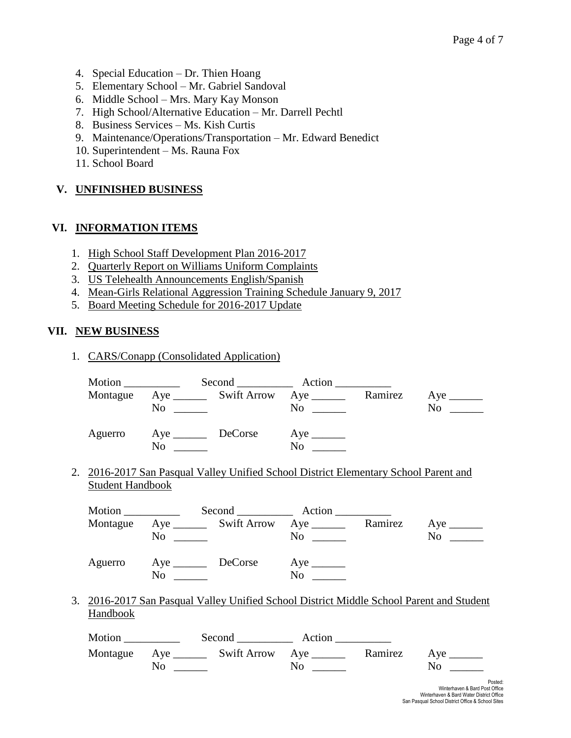4. Special Education – Dr. Thien Hoang
5. Elementary School – Mr. Gabriel Sandoval
6. Middle School – Mrs. Mary Kay Monson
7. High School/Alternative Education – Mr. Darrell Pechtl
8. Business Services – Ms. Kish Curtis
9. Maintenance/Operations/Transportation – Mr. Edward Benedict
10. Superintendent – Ms. Rauna Fox
11. School Board

## V. UNFINISHED BUSINESS

## VI. INFORMATION ITEMS

1. High School Staff Development Plan 2016-2017
2. Quarterly Report on Williams Uniform Complaints
3. US Telehealth Announcements English/Spanish
4. Mean-Girls Relational Aggression Training Schedule January 9, 2017
5. Board Meeting Schedule for 2016-2017 Update

## VII. NEW BUSINESS

1. CARS/Conapp (Consolidated Application)

   Motion __________ Second __________ Action __________

   | | | | | | |
   |---|---|---|---|---|---|
   | Montague | Aye ______ No ______ | Swift Arrow | Aye ______ No ______ | Ramirez | Aye ______ No ______ |
   | Aguerro | Aye ______ No ______ | DeCorse | Aye ______ No ______ | | |

2. 2016-2017 San Pasqual Valley Unified School District Elementary School Parent and Student Handbook

   Motion __________ Second __________ Action __________

   | | | | | | |
   |---|---|---|---|---|---|
   | Montague | Aye ______ No ______ | Swift Arrow | Aye ______ No ______ | Ramirez | Aye ______ No ______ |
   | Aguerro | Aye ______ No ______ | DeCorse | Aye ______ No ______ | | |

3. 2016-2017 San Pasqual Valley Unified School District Middle School Parent and Student Handbook

   Motion __________ Second __________ Action __________

   | | | | | | |
   |---|---|---|---|---|---|
   | Montague | Aye ______ No ______ | Swift Arrow | Aye ______ No ______ | Ramirez | Aye ______ No ______ |

Posted:
Winterhaven & Bard Post Office
Winterhaven & Bard Water District Office
San Pasqual School District Office & School Sites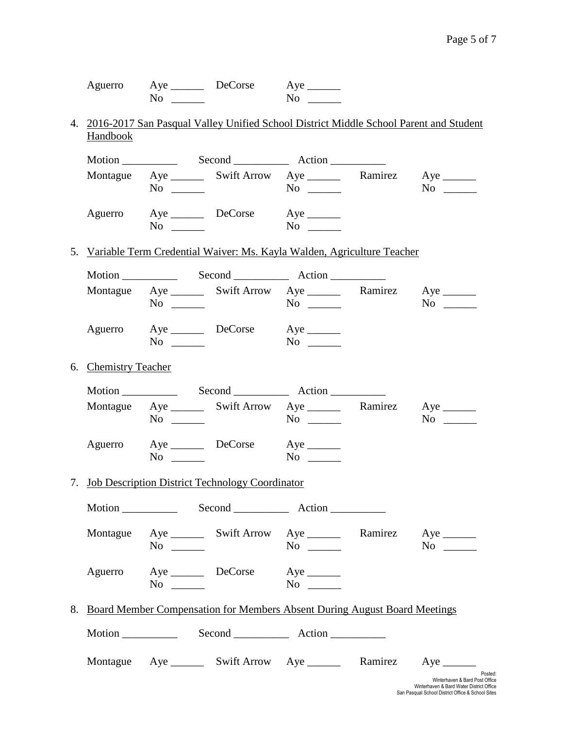Aguerro Aye ______ DeCorse Aye ______
No ______ No ______

4. 2016-2017 San Pasqual Valley Unified School District Middle School Parent and Student Handbook

Motion __________ Second __________ Action __________

Montague Aye ______ Swift Arrow Aye ______ Ramirez Aye ______
No ______ No ______ No ______

Aguerro Aye ______ DeCorse Aye ______
No ______ No ______

5. Variable Term Credential Waiver: Ms. Kayla Walden, Agriculture Teacher

Motion __________ Second __________ Action __________

Montague Aye ______ Swift Arrow Aye ______ Ramirez Aye ______
No ______ No ______ No ______

Aguerro Aye ______ DeCorse Aye ______
No ______ No ______

6. Chemistry Teacher

Motion __________ Second __________ Action __________

Montague Aye ______ Swift Arrow Aye ______ Ramirez Aye ______
No ______ No ______ No ______

Aguerro Aye ______ DeCorse Aye ______
No ______ No ______

7. Job Description District Technology Coordinator

Motion __________ Second __________ Action __________

Montague Aye ______ Swift Arrow Aye ______ Ramirez Aye ______
No ______ No ______ No ______

Aguerro Aye ______ DeCorse Aye ______
No ______ No ______

8. Board Member Compensation for Members Absent During August Board Meetings

Motion __________ Second __________ Action __________

Montague Aye ______ Swift Arrow Aye ______ Ramirez Aye ______

Posted:
Winterhaven & Bard Post Office
Winterhaven & Bard Water District Office
San Pasqual School District Office & School Sites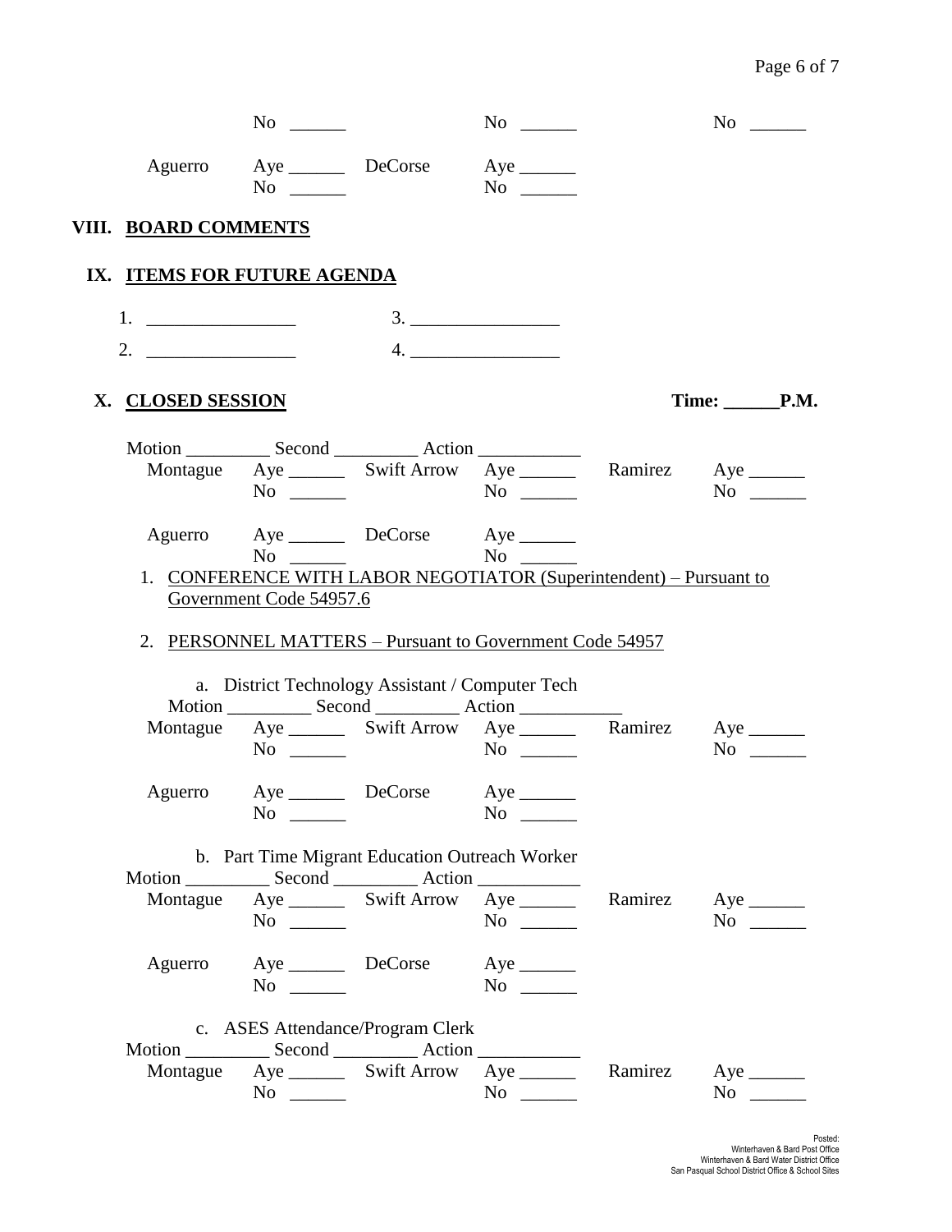No ______ No ______ No ______

Aguerro Aye ______ DeCorse Aye ______
No ______ No ______

## VIII. BOARD COMMENTS

## IX. ITEMS FOR FUTURE AGENDA

1. ________________ 3. ________________
2. ________________ 4. ________________

## X. CLOSED SESSION

**Time: ______P.M.**

Motion _________ Second _________ Action ___________

Montague Aye ______ Swift Arrow Aye ______ Ramirez Aye ______
No ______ No ______ No ______

Aguerro Aye ______ DeCorse Aye ______
No ______ No ______

1. CONFERENCE WITH LABOR NEGOTIATOR (Superintendent) – Pursuant to Government Code 54957.6

2. PERSONNEL MATTERS – Pursuant to Government Code 54957

   a. District Technology Assistant / Computer Tech

   Motion _________ Second _________ Action ___________

   Montague Aye ______ Swift Arrow Aye ______ Ramirez Aye ______
   No ______ No ______ No ______

   Aguerro Aye ______ DeCorse Aye ______
   No ______ No ______

   b. Part Time Migrant Education Outreach Worker

   Motion _________ Second _________ Action ___________

   Montague Aye ______ Swift Arrow Aye ______ Ramirez Aye ______
   No ______ No ______ No ______

   Aguerro Aye ______ DeCorse Aye ______
   No ______ No ______

   c. ASES Attendance/Program Clerk

   Motion _________ Second _________ Action ___________

   Montague Aye ______ Swift Arrow Aye ______ Ramirez Aye ______
   No ______ No ______ No ______

Posted:
Winterhaven & Bard Post Office
Winterhaven & Bard Water District Office
San Pasqual School District Office & School Sites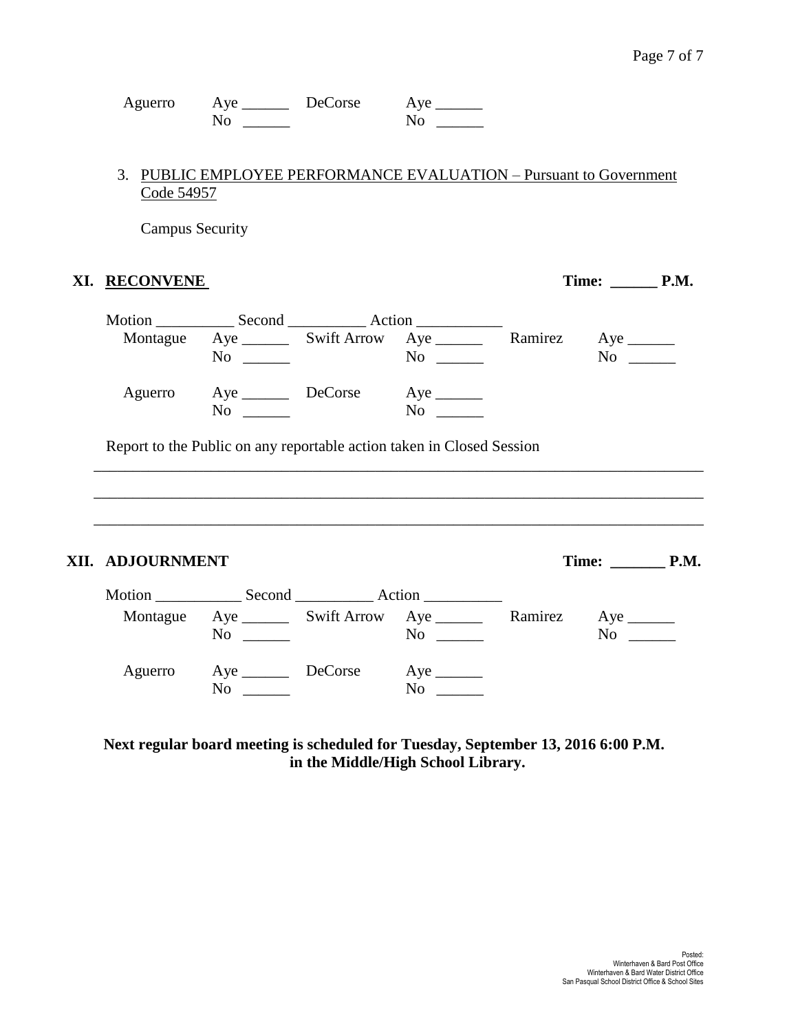| | | | |
|---|---|---|---|
| Aguerro | Aye ______ No ______ | DeCorse | Aye ______ No ______ |

3. PUBLIC EMPLOYEE PERFORMANCE EVALUATION – Pursuant to Government Code 54957

   Campus Security

## XI. RECONVENE

Time: ______ P.M.

Motion __________ Second __________ Action ___________

| | | | | | |
|---|---|---|---|---|---|
| Montague | Aye ______ No ______ | Swift Arrow | Aye ______ No ______ | Ramirez | Aye ______ No ______ |
| Aguerro | Aye ______ No ______ | DeCorse | Aye ______ No ______ | | |

Report to the Public on any reportable action taken in Closed Session

______________________________________________________________________________

______________________________________________________________________________

______________________________________________________________________________

## XII. ADJOURNMENT

Time: _______ P.M.

Motion ___________ Second __________ Action __________

| | | | | | |
|---|---|---|---|---|---|
| Montague | Aye ______ No ______ | Swift Arrow | Aye ______ No ______ | Ramirez | Aye ______ No ______ |
| Aguerro | Aye ______ No ______ | DeCorse | Aye ______ No ______ | | |

**Next regular board meeting is scheduled for Tuesday, September 13, 2016 6:00 P.M. in the Middle/High School Library.**

Posted:
Winterhaven & Bard Post Office
Winterhaven & Bard Water District Office
San Pasqual School District Office & School Sites